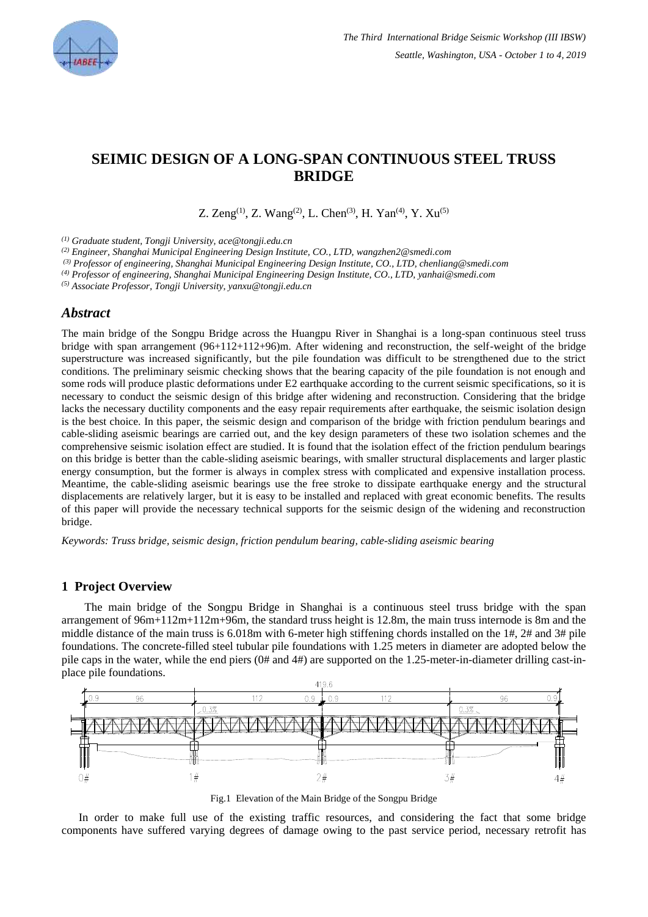# SEIMIC DESIGN OF A LONG-SPAN CONTINUOUS STEEL TRUSS BRIDGE

Z. Zeng[(1)], Z. Wang[(2)], L. Chen[(3)], H. Yan[(4)], Y. Xu[(5)]

*[(1)] Graduate student, Tongji University, ace@tongji.edu.cn*
*[(2)] Engineer, Shanghai Municipal Engineering Design Institute, CO., LTD, wangzhen2@smedi.com*
*[(3)] Professor of engineering, Shanghai Municipal Engineering Design Institute, CO., LTD, chenliang@smedi.com*
*[(4)] Professor of engineering, Shanghai Municipal Engineering Design Institute, CO., LTD, yanhai@smedi.com*
*[(5)] Associate Professor, Tongji University, yanxu@tongji.edu.cn*

## *Abstract*

The main bridge of the Songpu Bridge across the Huangpu River in Shanghai is a long-span continuous steel truss bridge with span arrangement (96+112+112+96)m. After widening and reconstruction, the self-weight of the bridge superstructure was increased significantly, but the pile foundation was difficult to be strengthened due to the strict conditions. The preliminary seismic checking shows that the bearing capacity of the pile foundation is not enough and some rods will produce plastic deformations under E2 earthquake according to the current seismic specifications, so it is necessary to conduct the seismic design of this bridge after widening and reconstruction. Considering that the bridge lacks the necessary ductility components and the easy repair requirements after earthquake, the seismic isolation design is the best choice. In this paper, the seismic design and comparison of the bridge with friction pendulum bearings and cable-sliding aseismic bearings are carried out, and the key design parameters of these two isolation schemes and the comprehensive seismic isolation effect are studied. It is found that the isolation effect of the friction pendulum bearings on this bridge is better than the cable-sliding aseismic bearings, with smaller structural displacements and larger plastic energy consumption, but the former is always in complex stress with complicated and expensive installation process. Meantime, the cable-sliding aseismic bearings use the free stroke to dissipate earthquake energy and the structural displacements are relatively larger, but it is easy to be installed and replaced with great economic benefits. The results of this paper will provide the necessary technical supports for the seismic design of the widening and reconstruction bridge.

*Keywords: Truss bridge, seismic design, friction pendulum bearing, cable-sliding aseismic bearing*

## 1 Project Overview

The main bridge of the Songpu Bridge in Shanghai is a continuous steel truss bridge with the span arrangement of 96m+112m+112m+96m, the standard truss height is 12.8m, the main truss internode is 8m and the middle distance of the main truss is 6.018m with 6-meter high stiffening chords installed on the 1#, 2# and 3# pile foundations. The concrete-filled steel tubular pile foundations with 1.25 meters in diameter are adopted below the pile caps in the water, while the end piers (0# and 4#) are supported on the 1.25-meter-in-diameter drilling cast-in-place pile foundations.

Fig.1 Elevation of the Main Bridge of the Songpu Bridge

In order to make full use of the existing traffic resources, and considering the fact that some bridge components have suffered varying degrees of damage owing to the past service period, necessary retrofit has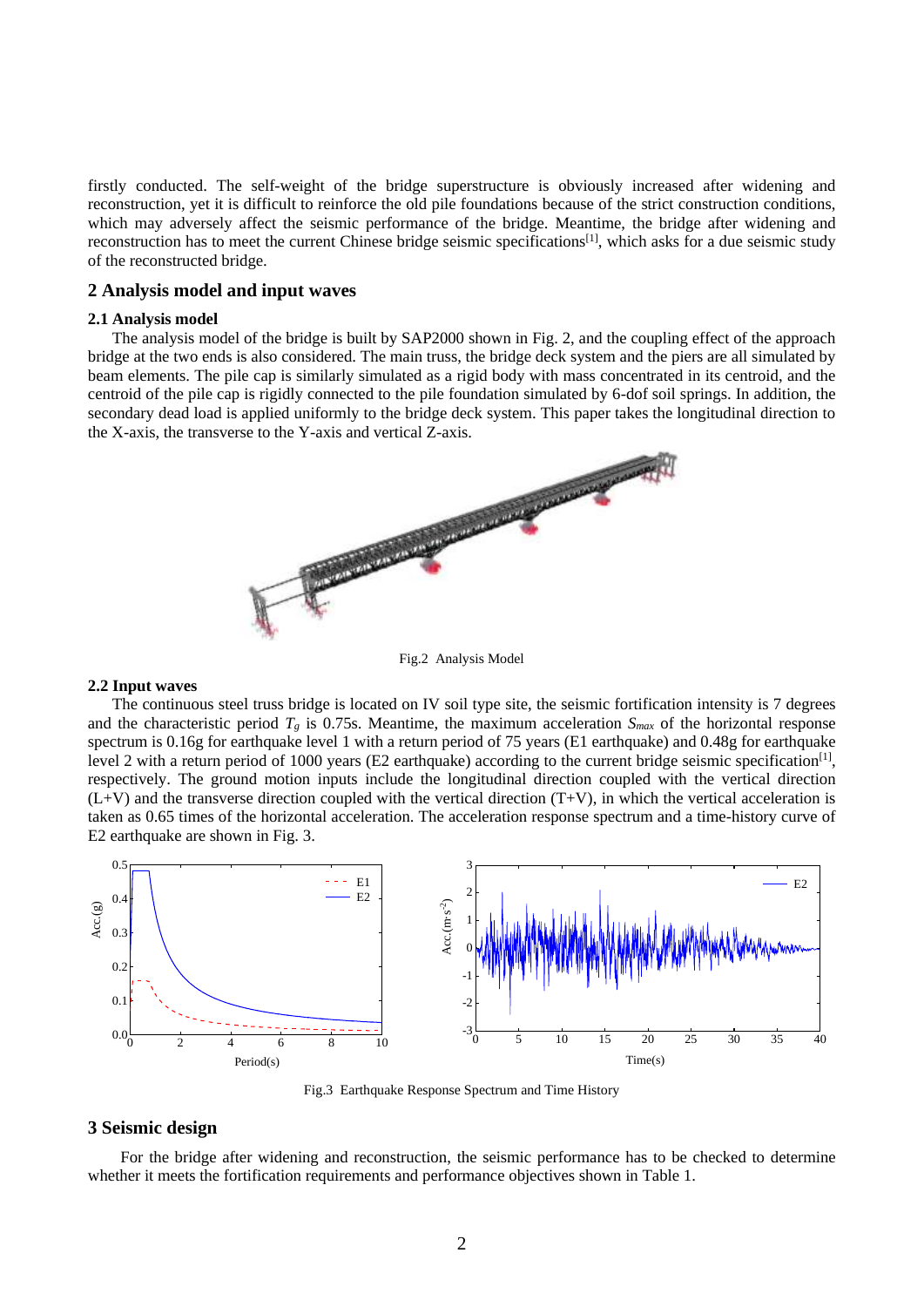firstly conducted. The self-weight of the bridge superstructure is obviously increased after widening and reconstruction, yet it is difficult to reinforce the old pile foundations because of the strict construction conditions, which may adversely affect the seismic performance of the bridge. Meantime, the bridge after widening and reconstruction has to meet the current Chinese bridge seismic specifications[1], which asks for a due seismic study of the reconstructed bridge.

## 2 Analysis model and input waves

### 2.1 Analysis model

The analysis model of the bridge is built by SAP2000 shown in Fig. 2, and the coupling effect of the approach bridge at the two ends is also considered. The main truss, the bridge deck system and the piers are all simulated by beam elements. The pile cap is similarly simulated as a rigid body with mass concentrated in its centroid, and the centroid of the pile cap is rigidly connected to the pile foundation simulated by 6-dof soil springs. In addition, the secondary dead load is applied uniformly to the bridge deck system. This paper takes the longitudinal direction to the X-axis, the transverse to the Y-axis and vertical Z-axis.

Fig.2 Analysis Model

### 2.2 Input waves

The continuous steel truss bridge is located on IV soil type site, the seismic fortification intensity is 7 degrees and the characteristic period $T_g$ is 0.75s. Meantime, the maximum acceleration $S_{max}$ of the horizontal response spectrum is 0.16g for earthquake level 1 with a return period of 75 years (E1 earthquake) and 0.48g for earthquake level 2 with a return period of 1000 years (E2 earthquake) according to the current bridge seismic specification[1], respectively. The ground motion inputs include the longitudinal direction coupled with the vertical direction (L+V) and the transverse direction coupled with the vertical direction (T+V), in which the vertical acceleration is taken as 0.65 times of the horizontal acceleration. The acceleration response spectrum and a time-history curve of E2 earthquake are shown in Fig. 3.

Fig.3 Earthquake Response Spectrum and Time History

## 3 Seismic design

For the bridge after widening and reconstruction, the seismic performance has to be checked to determine whether it meets the fortification requirements and performance objectives shown in Table 1.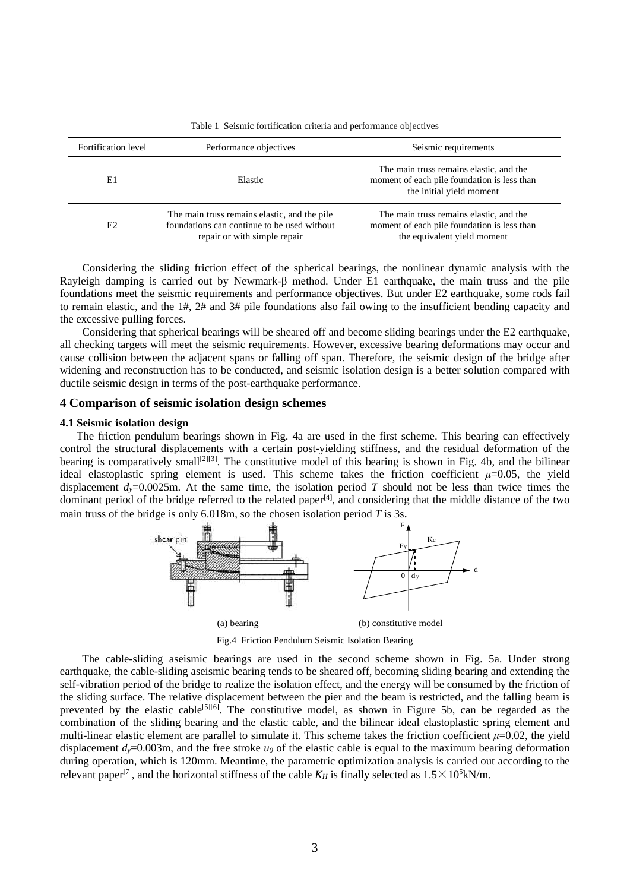Table 1 Seismic fortification criteria and performance objectives

| Fortification level | Performance objectives | Seismic requirements |
| --- | --- | --- |
| E1 | Elastic | The main truss remains elastic, and the moment of each pile foundation is less than the initial yield moment |
| E2 | The main truss remains elastic, and the pile foundations can continue to be used without repair or with simple repair | The main truss remains elastic, and the moment of each pile foundation is less than the equivalent yield moment |

Considering the sliding friction effect of the spherical bearings, the nonlinear dynamic analysis with the Rayleigh damping is carried out by Newmark-β method. Under E1 earthquake, the main truss and the pile foundations meet the seismic requirements and performance objectives. But under E2 earthquake, some rods fail to remain elastic, and the 1#, 2# and 3# pile foundations also fail owing to the insufficient bending capacity and the excessive pulling forces.

Considering that spherical bearings will be sheared off and become sliding bearings under the E2 earthquake, all checking targets will meet the seismic requirements. However, excessive bearing deformations may occur and cause collision between the adjacent spans or falling off span. Therefore, the seismic design of the bridge after widening and reconstruction has to be conducted, and seismic isolation design is a better solution compared with ductile seismic design in terms of the post-earthquake performance.

## 4 Comparison of seismic isolation design schemes

### 4.1 Seismic isolation design

The friction pendulum bearings shown in Fig. 4a are used in the first scheme. This bearing can effectively control the structural displacements with a certain post-yielding stiffness, and the residual deformation of the bearing is comparatively small[2][3]. The constitutive model of this bearing is shown in Fig. 4b, and the bilinear ideal elastoplastic spring element is used. This scheme takes the friction coefficient $\mu$=0.05, the yield displacement $d_y$=0.0025m. At the same time, the isolation period $T$ should not be less than twice times the dominant period of the bridge referred to the related paper[4], and considering that the middle distance of the two main truss of the bridge is only 6.018m, so the chosen isolation period $T$ is 3s.

(a) bearing (b) constitutive model

Fig.4 Friction Pendulum Seismic Isolation Bearing

The cable-sliding aseismic bearings are used in the second scheme shown in Fig. 5a. Under strong earthquake, the cable-sliding aseismic bearing tends to be sheared off, becoming sliding bearing and extending the self-vibration period of the bridge to realize the isolation effect, and the energy will be consumed by the friction of the sliding surface. The relative displacement between the pier and the beam is restricted, and the falling beam is prevented by the elastic cable[5][6]. The constitutive model, as shown in Figure 5b, can be regarded as the combination of the sliding bearing and the elastic cable, and the bilinear ideal elastoplastic spring element and multi-linear elastic element are parallel to simulate it. This scheme takes the friction coefficient $\mu$=0.02, the yield displacement $d_y$=0.003m, and the free stroke $u_0$ of the elastic cable is equal to the maximum bearing deformation during operation, which is 120mm. Meantime, the parametric optimization analysis is carried out according to the relevant paper[7], and the horizontal stiffness of the cable $K_H$ is finally selected as $1.5\times10^5$kN/m.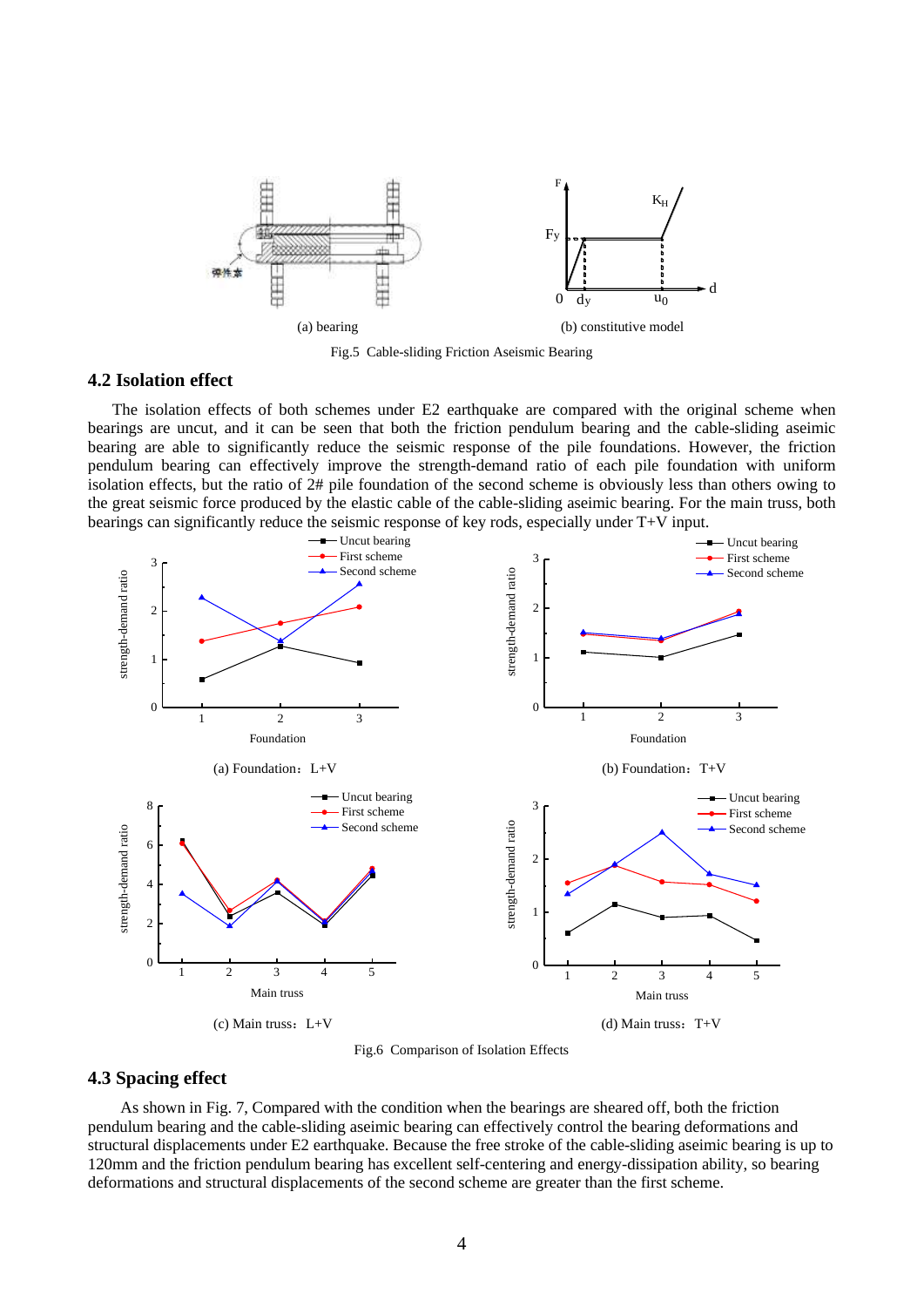(a) bearing

(b) constitutive model

Fig.5 Cable-sliding Friction Aseismic Bearing

## 4.2 Isolation effect

The isolation effects of both schemes under E2 earthquake are compared with the original scheme when bearings are uncut, and it can be seen that both the friction pendulum bearing and the cable-sliding aseimic bearing are able to significantly reduce the seismic response of the pile foundations. However, the friction pendulum bearing can effectively improve the strength-demand ratio of each pile foundation with uniform isolation effects, but the ratio of 2# pile foundation of the second scheme is obviously less than others owing to the great seismic force produced by the elastic cable of the cable-sliding aseimic bearing. For the main truss, both bearings can significantly reduce the seismic response of key rods, especially under T+V input.

(a) Foundation：L+V

(b) Foundation：T+V

(c) Main truss：L+V

(d) Main truss：T+V

Fig.6 Comparison of Isolation Effects

## 4.3 Spacing effect

As shown in Fig. 7, Compared with the condition when the bearings are sheared off, both the friction pendulum bearing and the cable-sliding aseimic bearing can effectively control the bearing deformations and structural displacements under E2 earthquake. Because the free stroke of the cable-sliding aseimic bearing is up to 120mm and the friction pendulum bearing has excellent self-centering and energy-dissipation ability, so bearing deformations and structural displacements of the second scheme are greater than the first scheme.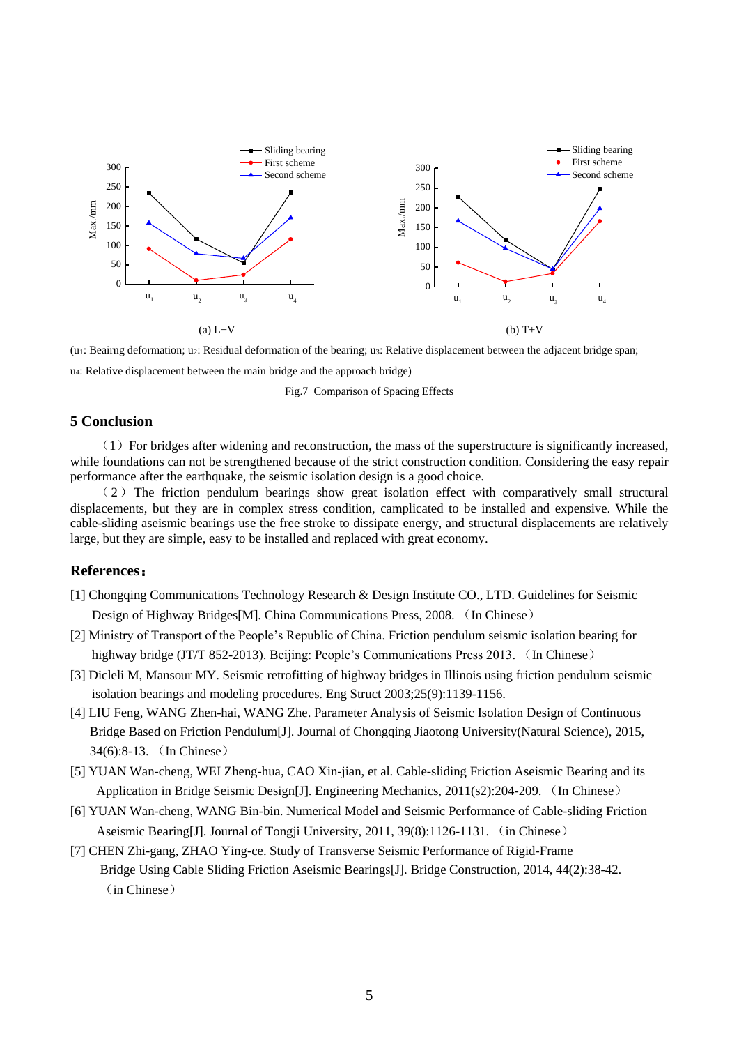Sliding bearing
First scheme
Second scheme

Max./mm

300
250
200
150
100
50
0

$u_1$ $u_2$ $u_3$ $u_4$

(a) L+V

Sliding bearing
First scheme
Second scheme

Max./mm

300
250
200
150
100
50
0

$u_1$ $u_2$ $u_3$ $u_4$

(b) T+V

($u_1$: Beairng deformation; $u_2$: Residual deformation of the bearing; $u_3$: Relative displacement between the adjacent bridge span; $u_4$: Relative displacement between the main bridge and the approach bridge)

Fig.7 Comparison of Spacing Effects

## 5 Conclusion

（1）For bridges after widening and reconstruction, the mass of the superstructure is significantly increased, while foundations can not be strengthened because of the strict construction condition. Considering the easy repair performance after the earthquake, the seismic isolation design is a good choice.

（2）The friction pendulum bearings show great isolation effect with comparatively small structural displacements, but they are in complex stress condition, camplicated to be installed and expensive. While the cable-sliding aseismic bearings use the free stroke to dissipate energy, and structural displacements are relatively large, but they are simple, easy to be installed and replaced with great economy.

## References:

[1] Chongqing Communications Technology Research & Design Institute CO., LTD. Guidelines for Seismic Design of Highway Bridges[M]. China Communications Press, 2008. （In Chinese）

[2] Ministry of Transport of the People's Republic of China. Friction pendulum seismic isolation bearing for highway bridge (JT/T 852-2013). Beijing: People's Communications Press 2013. （In Chinese）

[3] Dicleli M, Mansour MY. Seismic retrofitting of highway bridges in Illinois using friction pendulum seismic isolation bearings and modeling procedures. Eng Struct 2003;25(9):1139-1156.

[4] LIU Feng, WANG Zhen-hai, WANG Zhe. Parameter Analysis of Seismic Isolation Design of Continuous Bridge Based on Friction Pendulum[J]. Journal of Chongqing Jiaotong University(Natural Science), 2015, 34(6):8-13. （In Chinese）

[5] YUAN Wan-cheng, WEI Zheng-hua, CAO Xin-jian, et al. Cable-sliding Friction Aseismic Bearing and its Application in Bridge Seismic Design[J]. Engineering Mechanics, 2011(s2):204-209. （In Chinese）

[6] YUAN Wan-cheng, WANG Bin-bin. Numerical Model and Seismic Performance of Cable-sliding Friction Aseismic Bearing[J]. Journal of Tongji University, 2011, 39(8):1126-1131. （in Chinese）

[7] CHEN Zhi-gang, ZHAO Ying-ce. Study of Transverse Seismic Performance of Rigid-Frame Bridge Using Cable Sliding Friction Aseismic Bearings[J]. Bridge Construction, 2014, 44(2):38-42. （in Chinese）